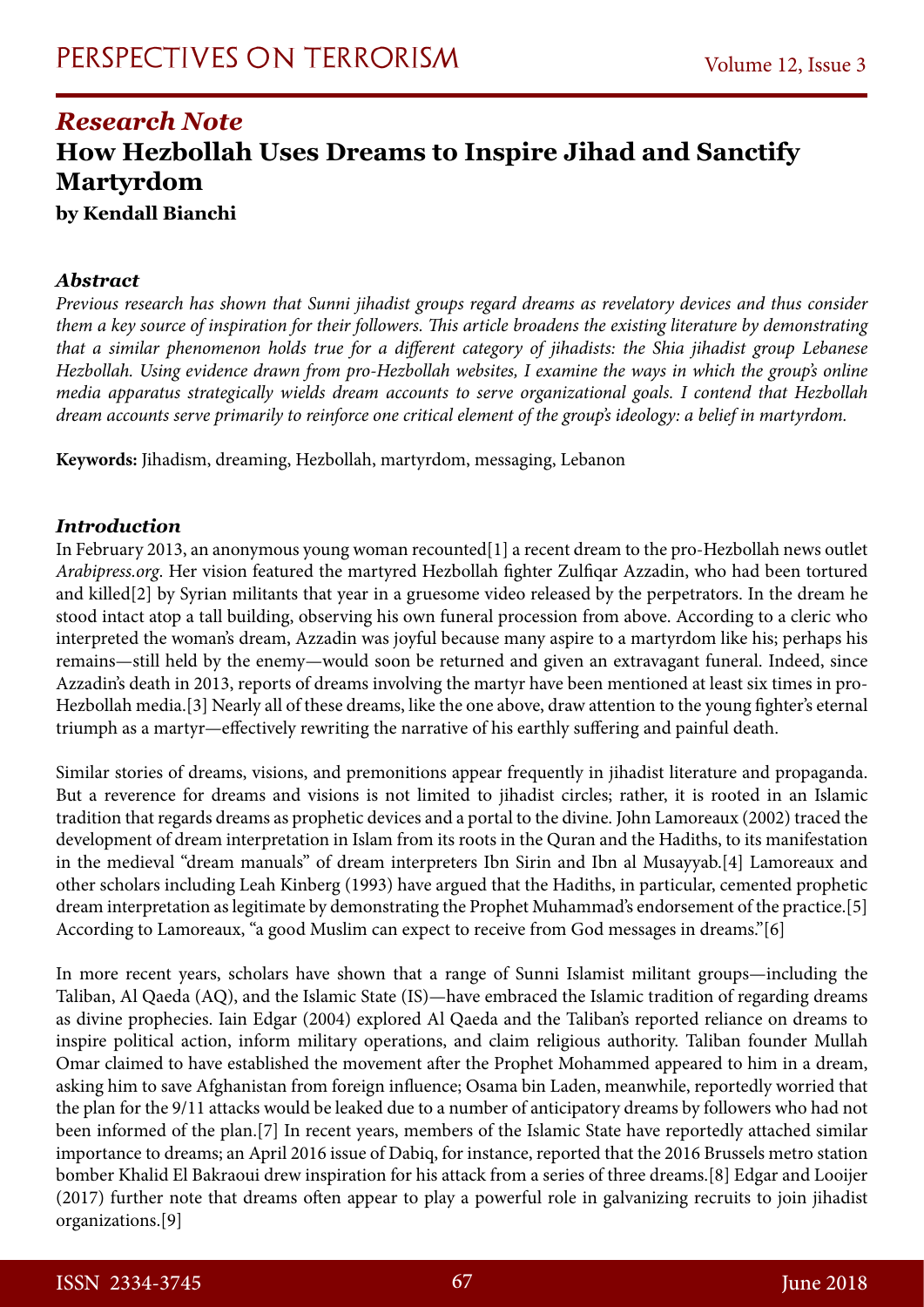## *Research Note*

# How Hezbollah Uses Dreams to Inspire Jihad and Sanctify Martyrdom

**by Kendall Bianchi**

### *Abstract*

*Previous research has shown that Sunni jihadist groups regard dreams as revelatory devices and thus consider them a key source of inspiration for their followers. This article broadens the existing literature by demonstrating that a similar phenomenon holds true for a different category of jihadists: the Shia jihadist group Lebanese Hezbollah. Using evidence drawn from pro-Hezbollah websites, I examine the ways in which the group's online media apparatus strategically wields dream accounts to serve organizational goals. I contend that Hezbollah dream accounts serve primarily to reinforce one critical element of the group's ideology: a belief in martyrdom.*

**Keywords:** Jihadism, dreaming, Hezbollah, martyrdom, messaging, Lebanon

### *Introduction*

In February 2013, an anonymous young woman recounted[1] a recent dream to the pro-Hezbollah news outlet *Arabipress.org*. Her vision featured the martyred Hezbollah fighter Zulfiqar Azzadin, who had been tortured and killed[2] by Syrian militants that year in a gruesome video released by the perpetrators. In the dream he stood intact atop a tall building, observing his own funeral procession from above. According to a cleric who interpreted the woman's dream, Azzadin was joyful because many aspire to a martyrdom like his; perhaps his remains—still held by the enemy—would soon be returned and given an extravagant funeral. Indeed, since Azzadin's death in 2013, reports of dreams involving the martyr have been mentioned at least six times in pro-Hezbollah media.[3] Nearly all of these dreams, like the one above, draw attention to the young fighter's eternal triumph as a martyr—effectively rewriting the narrative of his earthly suffering and painful death.

Similar stories of dreams, visions, and premonitions appear frequently in jihadist literature and propaganda. But a reverence for dreams and visions is not limited to jihadist circles; rather, it is rooted in an Islamic tradition that regards dreams as prophetic devices and a portal to the divine. John Lamoreaux (2002) traced the development of dream interpretation in Islam from its roots in the Quran and the Hadiths, to its manifestation in the medieval "dream manuals" of dream interpreters Ibn Sirin and Ibn al Musayyab.[4] Lamoreaux and other scholars including Leah Kinberg (1993) have argued that the Hadiths, in particular, cemented prophetic dream interpretation as legitimate by demonstrating the Prophet Muhammad's endorsement of the practice.[5] According to Lamoreaux, "a good Muslim can expect to receive from God messages in dreams."[6]

In more recent years, scholars have shown that a range of Sunni Islamist militant groups—including the Taliban, Al Qaeda (AQ), and the Islamic State (IS)—have embraced the Islamic tradition of regarding dreams as divine prophecies. Iain Edgar (2004) explored Al Qaeda and the Taliban's reported reliance on dreams to inspire political action, inform military operations, and claim religious authority. Taliban founder Mullah Omar claimed to have established the movement after the Prophet Mohammed appeared to him in a dream, asking him to save Afghanistan from foreign influence; Osama bin Laden, meanwhile, reportedly worried that the plan for the 9/11 attacks would be leaked due to a number of anticipatory dreams by followers who had not been informed of the plan.[7] In recent years, members of the Islamic State have reportedly attached similar importance to dreams; an April 2016 issue of Dabiq, for instance, reported that the 2016 Brussels metro station bomber Khalid El Bakraoui drew inspiration for his attack from a series of three dreams.[8] Edgar and Looijer (2017) further note that dreams often appear to play a powerful role in galvanizing recruits to join jihadist organizations.[9]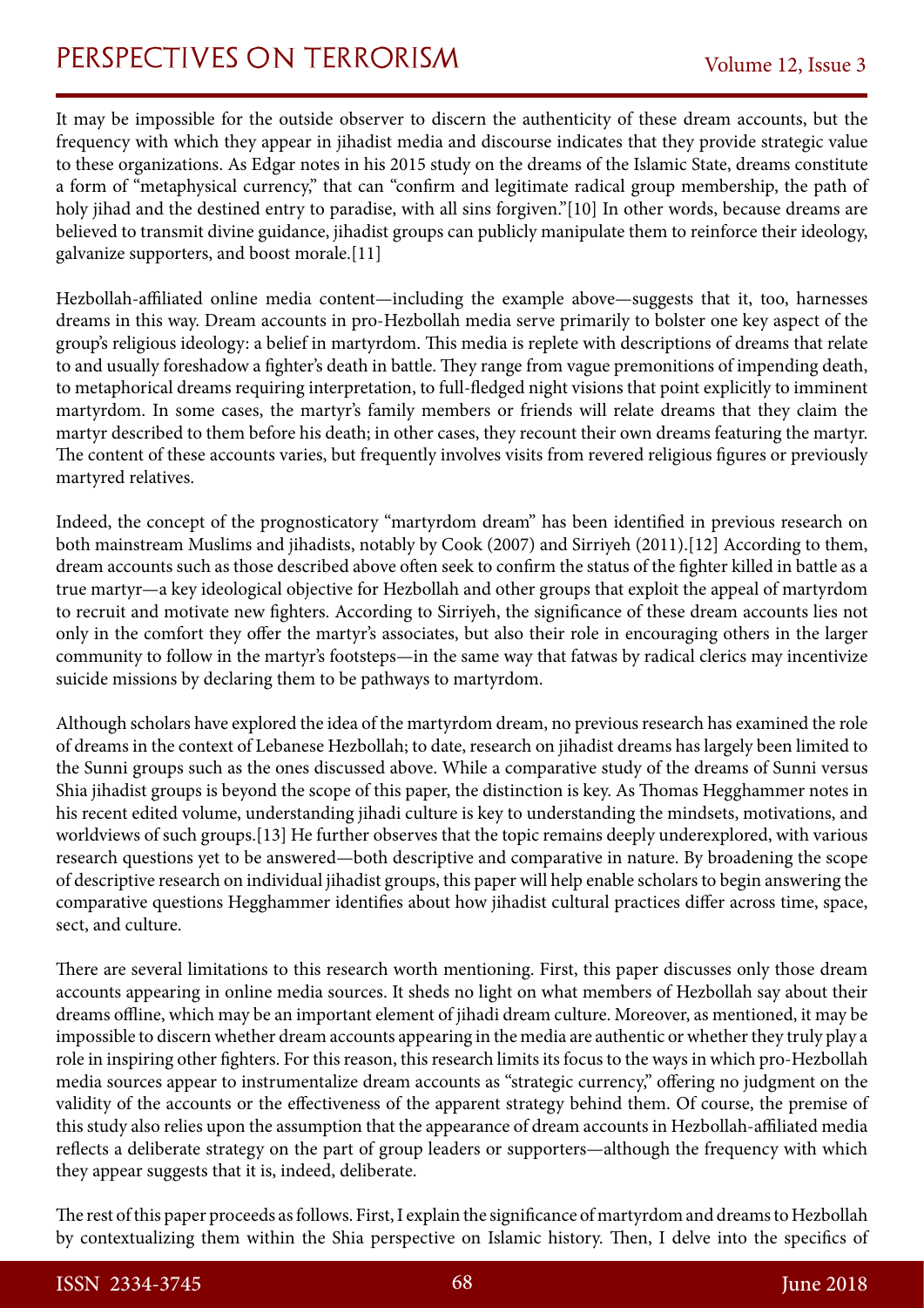It may be impossible for the outside observer to discern the authenticity of these dream accounts, but the frequency with which they appear in jihadist media and discourse indicates that they provide strategic value to these organizations. As Edgar notes in his 2015 study on the dreams of the Islamic State, dreams constitute a form of "metaphysical currency," that can "confirm and legitimate radical group membership, the path of holy jihad and the destined entry to paradise, with all sins forgiven."[10] In other words, because dreams are believed to transmit divine guidance, jihadist groups can publicly manipulate them to reinforce their ideology, galvanize supporters, and boost morale.[11]

Hezbollah-affiliated online media content—including the example above—suggests that it, too, harnesses dreams in this way. Dream accounts in pro-Hezbollah media serve primarily to bolster one key aspect of the group's religious ideology: a belief in martyrdom. This media is replete with descriptions of dreams that relate to and usually foreshadow a fighter's death in battle. They range from vague premonitions of impending death, to metaphorical dreams requiring interpretation, to full-fledged night visions that point explicitly to imminent martyrdom. In some cases, the martyr's family members or friends will relate dreams that they claim the martyr described to them before his death; in other cases, they recount their own dreams featuring the martyr. The content of these accounts varies, but frequently involves visits from revered religious figures or previously martyred relatives.

Indeed, the concept of the prognosticatory "martyrdom dream" has been identified in previous research on both mainstream Muslims and jihadists, notably by Cook (2007) and Sirriyeh (2011).[12] According to them, dream accounts such as those described above often seek to confirm the status of the fighter killed in battle as a true martyr—a key ideological objective for Hezbollah and other groups that exploit the appeal of martyrdom to recruit and motivate new fighters. According to Sirriyeh, the significance of these dream accounts lies not only in the comfort they offer the martyr's associates, but also their role in encouraging others in the larger community to follow in the martyr's footsteps—in the same way that fatwas by radical clerics may incentivize suicide missions by declaring them to be pathways to martyrdom.

Although scholars have explored the idea of the martyrdom dream, no previous research has examined the role of dreams in the context of Lebanese Hezbollah; to date, research on jihadist dreams has largely been limited to the Sunni groups such as the ones discussed above. While a comparative study of the dreams of Sunni versus Shia jihadist groups is beyond the scope of this paper, the distinction is key. As Thomas Hegghammer notes in his recent edited volume, understanding jihadi culture is key to understanding the mindsets, motivations, and worldviews of such groups.[13] He further observes that the topic remains deeply underexplored, with various research questions yet to be answered—both descriptive and comparative in nature. By broadening the scope of descriptive research on individual jihadist groups, this paper will help enable scholars to begin answering the comparative questions Hegghammer identifies about how jihadist cultural practices differ across time, space, sect, and culture.

There are several limitations to this research worth mentioning. First, this paper discusses only those dream accounts appearing in online media sources. It sheds no light on what members of Hezbollah say about their dreams offline, which may be an important element of jihadi dream culture. Moreover, as mentioned, it may be impossible to discern whether dream accounts appearing in the media are authentic or whether they truly play a role in inspiring other fighters. For this reason, this research limits its focus to the ways in which pro-Hezbollah media sources appear to instrumentalize dream accounts as "strategic currency," offering no judgment on the validity of the accounts or the effectiveness of the apparent strategy behind them. Of course, the premise of this study also relies upon the assumption that the appearance of dream accounts in Hezbollah-affiliated media reflects a deliberate strategy on the part of group leaders or supporters—although the frequency with which they appear suggests that it is, indeed, deliberate.

The rest of this paper proceeds as follows. First, I explain the significance of martyrdom and dreams to Hezbollah by contextualizing them within the Shia perspective on Islamic history. Then, I delve into the specifics of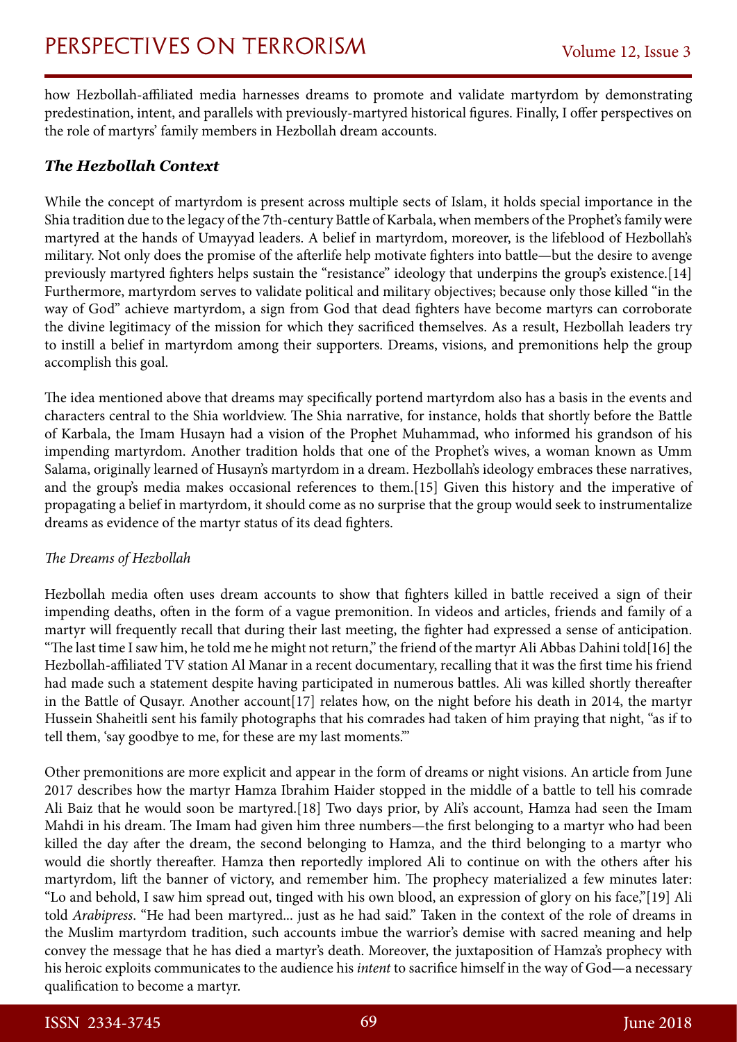how Hezbollah-affiliated media harnesses dreams to promote and validate martyrdom by demonstrating predestination, intent, and parallels with previously-martyred historical figures. Finally, I offer perspectives on the role of martyrs' family members in Hezbollah dream accounts.

### *The Hezbollah Context*

While the concept of martyrdom is present across multiple sects of Islam, it holds special importance in the Shia tradition due to the legacy of the 7th-century Battle of Karbala, when members of the Prophet's family were martyred at the hands of Umayyad leaders. A belief in martyrdom, moreover, is the lifeblood of Hezbollah's military. Not only does the promise of the afterlife help motivate fighters into battle—but the desire to avenge previously martyred fighters helps sustain the "resistance" ideology that underpins the group's existence.[14] Furthermore, martyrdom serves to validate political and military objectives; because only those killed "in the way of God" achieve martyrdom, a sign from God that dead fighters have become martyrs can corroborate the divine legitimacy of the mission for which they sacrificed themselves. As a result, Hezbollah leaders try to instill a belief in martyrdom among their supporters. Dreams, visions, and premonitions help the group accomplish this goal.

The idea mentioned above that dreams may specifically portend martyrdom also has a basis in the events and characters central to the Shia worldview. The Shia narrative, for instance, holds that shortly before the Battle of Karbala, the Imam Husayn had a vision of the Prophet Muhammad, who informed his grandson of his impending martyrdom. Another tradition holds that one of the Prophet's wives, a woman known as Umm Salama, originally learned of Husayn's martyrdom in a dream. Hezbollah's ideology embraces these narratives, and the group's media makes occasional references to them.[15] Given this history and the imperative of propagating a belief in martyrdom, it should come as no surprise that the group would seek to instrumentalize dreams as evidence of the martyr status of its dead fighters.

#### *The Dreams of Hezbollah*

Hezbollah media often uses dream accounts to show that fighters killed in battle received a sign of their impending deaths, often in the form of a vague premonition. In videos and articles, friends and family of a martyr will frequently recall that during their last meeting, the fighter had expressed a sense of anticipation. "The last time I saw him, he told me he might not return," the friend of the martyr Ali Abbas Dahini told[16] the Hezbollah-affiliated TV station Al Manar in a recent documentary, recalling that it was the first time his friend had made such a statement despite having participated in numerous battles. Ali was killed shortly thereafter in the Battle of Qusayr. Another account[17] relates how, on the night before his death in 2014, the martyr Hussein Shaheitli sent his family photographs that his comrades had taken of him praying that night, "as if to tell them, 'say goodbye to me, for these are my last moments.'"

Other premonitions are more explicit and appear in the form of dreams or night visions. An article from June 2017 describes how the martyr Hamza Ibrahim Haider stopped in the middle of a battle to tell his comrade Ali Baiz that he would soon be martyred.[18] Two days prior, by Ali's account, Hamza had seen the Imam Mahdi in his dream. The Imam had given him three numbers—the first belonging to a martyr who had been killed the day after the dream, the second belonging to Hamza, and the third belonging to a martyr who would die shortly thereafter. Hamza then reportedly implored Ali to continue on with the others after his martyrdom, lift the banner of victory, and remember him. The prophecy materialized a few minutes later: "Lo and behold, I saw him spread out, tinged with his own blood, an expression of glory on his face,"[19] Ali told *Arabipress*. "He had been martyred... just as he had said." Taken in the context of the role of dreams in the Muslim martyrdom tradition, such accounts imbue the warrior's demise with sacred meaning and help convey the message that he has died a martyr's death. Moreover, the juxtaposition of Hamza's prophecy with his heroic exploits communicates to the audience his *intent* to sacrifice himself in the way of God—a necessary qualification to become a martyr.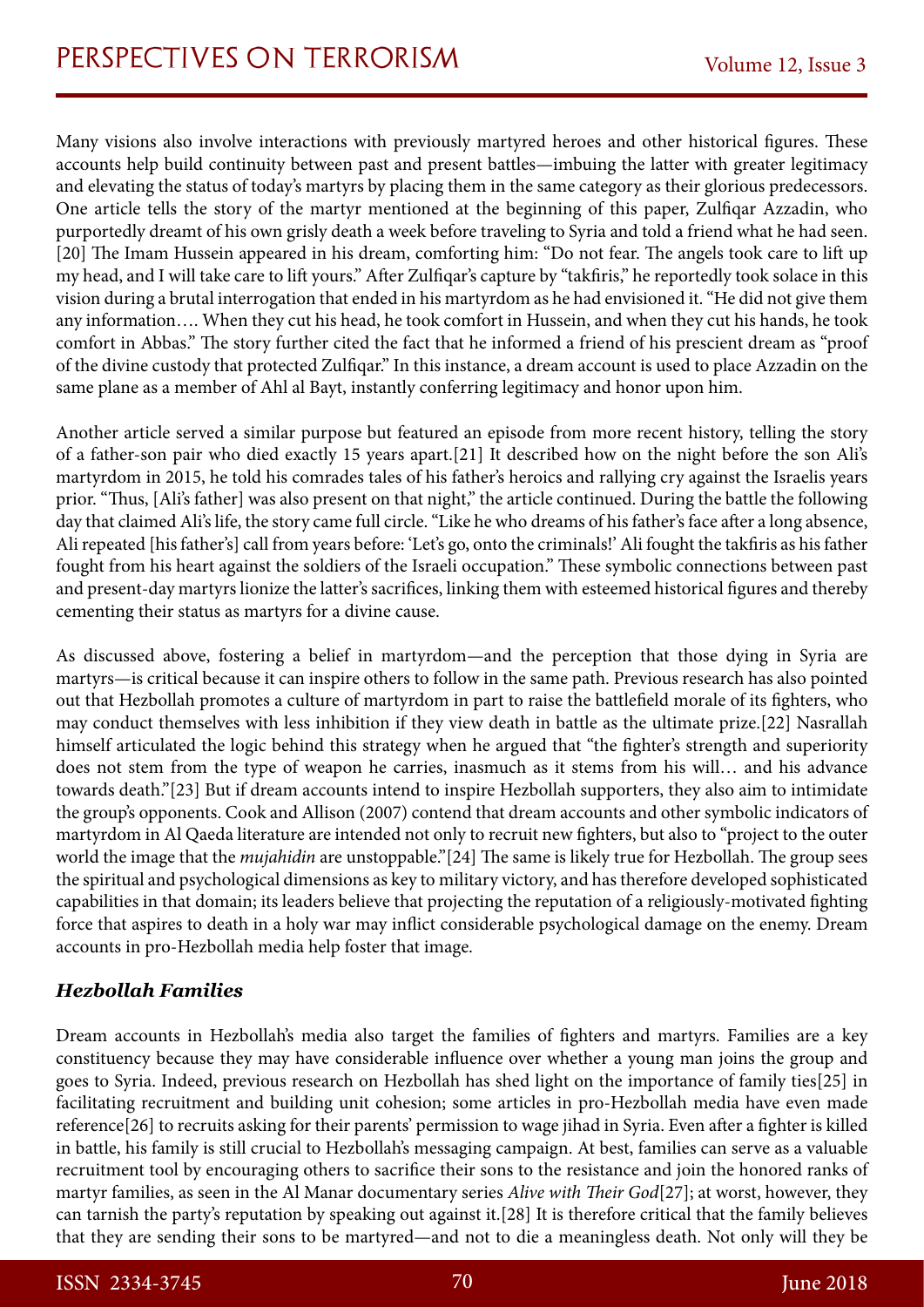Many visions also involve interactions with previously martyred heroes and other historical figures. These accounts help build continuity between past and present battles—imbuing the latter with greater legitimacy and elevating the status of today's martyrs by placing them in the same category as their glorious predecessors. One article tells the story of the martyr mentioned at the beginning of this paper, Zulfiqar Azzadin, who purportedly dreamt of his own grisly death a week before traveling to Syria and told a friend what he had seen.[20] The Imam Hussein appeared in his dream, comforting him: "Do not fear. The angels took care to lift up my head, and I will take care to lift yours." After Zulfiqar's capture by "takfiris," he reportedly took solace in this vision during a brutal interrogation that ended in his martyrdom as he had envisioned it. "He did not give them any information…. When they cut his head, he took comfort in Hussein, and when they cut his hands, he took comfort in Abbas." The story further cited the fact that he informed a friend of his prescient dream as "proof of the divine custody that protected Zulfiqar." In this instance, a dream account is used to place Azzadin on the same plane as a member of Ahl al Bayt, instantly conferring legitimacy and honor upon him.

Another article served a similar purpose but featured an episode from more recent history, telling the story of a father-son pair who died exactly 15 years apart.[21] It described how on the night before the son Ali's martyrdom in 2015, he told his comrades tales of his father's heroics and rallying cry against the Israelis years prior. "Thus, [Ali's father] was also present on that night," the article continued. During the battle the following day that claimed Ali's life, the story came full circle. "Like he who dreams of his father's face after a long absence, Ali repeated [his father's] call from years before: 'Let's go, onto the criminals!' Ali fought the takfiris as his father fought from his heart against the soldiers of the Israeli occupation." These symbolic connections between past and present-day martyrs lionize the latter's sacrifices, linking them with esteemed historical figures and thereby cementing their status as martyrs for a divine cause.

As discussed above, fostering a belief in martyrdom—and the perception that those dying in Syria are martyrs—is critical because it can inspire others to follow in the same path. Previous research has also pointed out that Hezbollah promotes a culture of martyrdom in part to raise the battlefield morale of its fighters, who may conduct themselves with less inhibition if they view death in battle as the ultimate prize.[22] Nasrallah himself articulated the logic behind this strategy when he argued that "the fighter's strength and superiority does not stem from the type of weapon he carries, inasmuch as it stems from his will… and his advance towards death."[23] But if dream accounts intend to inspire Hezbollah supporters, they also aim to intimidate the group's opponents. Cook and Allison (2007) contend that dream accounts and other symbolic indicators of martyrdom in Al Qaeda literature are intended not only to recruit new fighters, but also to "project to the outer world the image that the *mujahidin* are unstoppable."[24] The same is likely true for Hezbollah. The group sees the spiritual and psychological dimensions as key to military victory, and has therefore developed sophisticated capabilities in that domain; its leaders believe that projecting the reputation of a religiously-motivated fighting force that aspires to death in a holy war may inflict considerable psychological damage on the enemy. Dream accounts in pro-Hezbollah media help foster that image.

### *Hezbollah Families*

Dream accounts in Hezbollah's media also target the families of fighters and martyrs. Families are a key constituency because they may have considerable influence over whether a young man joins the group and goes to Syria. Indeed, previous research on Hezbollah has shed light on the importance of family ties[25] in facilitating recruitment and building unit cohesion; some articles in pro-Hezbollah media have even made reference[26] to recruits asking for their parents' permission to wage jihad in Syria. Even after a fighter is killed in battle, his family is still crucial to Hezbollah's messaging campaign. At best, families can serve as a valuable recruitment tool by encouraging others to sacrifice their sons to the resistance and join the honored ranks of martyr families, as seen in the Al Manar documentary series *Alive with Their God*[27]; at worst, however, they can tarnish the party's reputation by speaking out against it.[28] It is therefore critical that the family believes that they are sending their sons to be martyred—and not to die a meaningless death. Not only will they be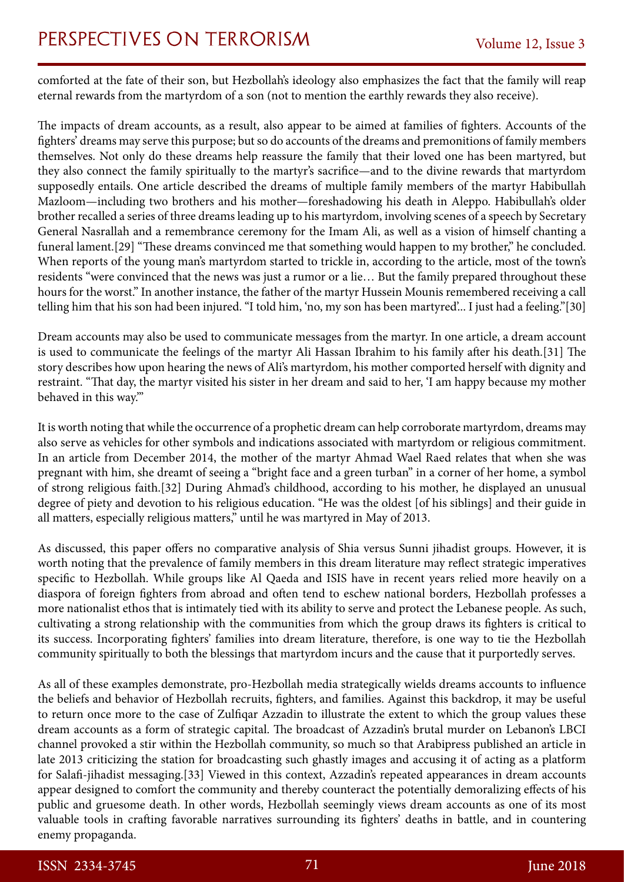comforted at the fate of their son, but Hezbollah's ideology also emphasizes the fact that the family will reap eternal rewards from the martyrdom of a son (not to mention the earthly rewards they also receive).

The impacts of dream accounts, as a result, also appear to be aimed at families of fighters. Accounts of the fighters' dreams may serve this purpose; but so do accounts of the dreams and premonitions of family members themselves. Not only do these dreams help reassure the family that their loved one has been martyred, but they also connect the family spiritually to the martyr's sacrifice—and to the divine rewards that martyrdom supposedly entails. One article described the dreams of multiple family members of the martyr Habibullah Mazloom—including two brothers and his mother—foreshadowing his death in Aleppo. Habibullah's older brother recalled a series of three dreams leading up to his martyrdom, involving scenes of a speech by Secretary General Nasrallah and a remembrance ceremony for the Imam Ali, as well as a vision of himself chanting a funeral lament.[29] "These dreams convinced me that something would happen to my brother," he concluded. When reports of the young man's martyrdom started to trickle in, according to the article, most of the town's residents "were convinced that the news was just a rumor or a lie… But the family prepared throughout these hours for the worst." In another instance, the father of the martyr Hussein Mounis remembered receiving a call telling him that his son had been injured. "I told him, 'no, my son has been martyred'... I just had a feeling."[30]

Dream accounts may also be used to communicate messages from the martyr. In one article, a dream account is used to communicate the feelings of the martyr Ali Hassan Ibrahim to his family after his death.[31] The story describes how upon hearing the news of Ali's martyrdom, his mother comported herself with dignity and restraint. "That day, the martyr visited his sister in her dream and said to her, 'I am happy because my mother behaved in this way.'"

It is worth noting that while the occurrence of a prophetic dream can help corroborate martyrdom, dreams may also serve as vehicles for other symbols and indications associated with martyrdom or religious commitment. In an article from December 2014, the mother of the martyr Ahmad Wael Raed relates that when she was pregnant with him, she dreamt of seeing a "bright face and a green turban" in a corner of her home, a symbol of strong religious faith.[32] During Ahmad's childhood, according to his mother, he displayed an unusual degree of piety and devotion to his religious education. "He was the oldest [of his siblings] and their guide in all matters, especially religious matters," until he was martyred in May of 2013.

As discussed, this paper offers no comparative analysis of Shia versus Sunni jihadist groups. However, it is worth noting that the prevalence of family members in this dream literature may reflect strategic imperatives specific to Hezbollah. While groups like Al Qaeda and ISIS have in recent years relied more heavily on a diaspora of foreign fighters from abroad and often tend to eschew national borders, Hezbollah professes a more nationalist ethos that is intimately tied with its ability to serve and protect the Lebanese people. As such, cultivating a strong relationship with the communities from which the group draws its fighters is critical to its success. Incorporating fighters' families into dream literature, therefore, is one way to tie the Hezbollah community spiritually to both the blessings that martyrdom incurs and the cause that it purportedly serves.

As all of these examples demonstrate, pro-Hezbollah media strategically wields dreams accounts to influence the beliefs and behavior of Hezbollah recruits, fighters, and families. Against this backdrop, it may be useful to return once more to the case of Zulfiqar Azzadin to illustrate the extent to which the group values these dream accounts as a form of strategic capital. The broadcast of Azzadin's brutal murder on Lebanon's LBCI channel provoked a stir within the Hezbollah community, so much so that Arabipress published an article in late 2013 criticizing the station for broadcasting such ghastly images and accusing it of acting as a platform for Salafi-jihadist messaging.[33] Viewed in this context, Azzadin's repeated appearances in dream accounts appear designed to comfort the community and thereby counteract the potentially demoralizing effects of his public and gruesome death. In other words, Hezbollah seemingly views dream accounts as one of its most valuable tools in crafting favorable narratives surrounding its fighters' deaths in battle, and in countering enemy propaganda.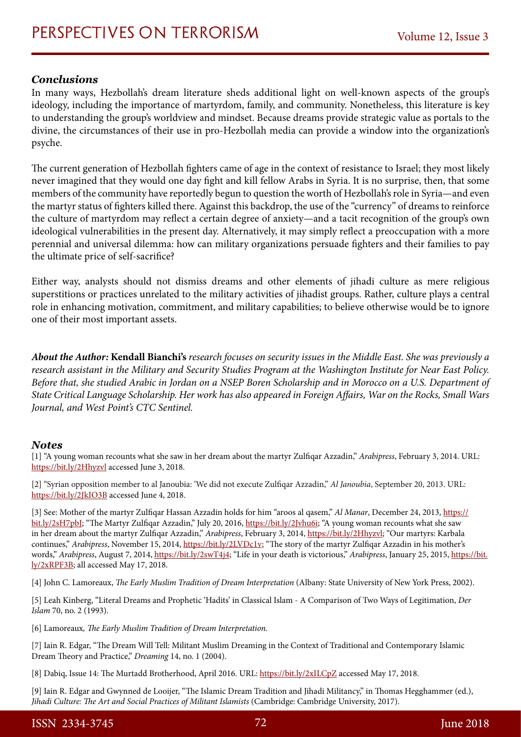### *Conclusions*

In many ways, Hezbollah's dream literature sheds additional light on well-known aspects of the group's ideology, including the importance of martyrdom, family, and community. Nonetheless, this literature is key to understanding the group's worldview and mindset. Because dreams provide strategic value as portals to the divine, the circumstances of their use in pro-Hezbollah media can provide a window into the organization's psyche.

The current generation of Hezbollah fighters came of age in the context of resistance to Israel; they most likely never imagined that they would one day fight and kill fellow Arabs in Syria. It is no surprise, then, that some members of the community have reportedly begun to question the worth of Hezbollah's role in Syria—and even the martyr status of fighters killed there. Against this backdrop, the use of the "currency" of dreams to reinforce the culture of martyrdom may reflect a certain degree of anxiety—and a tacit recognition of the group's own ideological vulnerabilities in the present day. Alternatively, it may simply reflect a preoccupation with a more perennial and universal dilemma: how can military organizations persuade fighters and their families to pay the ultimate price of self-sacrifice?

Either way, analysts should not dismiss dreams and other elements of jihadi culture as mere religious superstitions or practices unrelated to the military activities of jihadist groups. Rather, culture plays a central role in enhancing motivation, commitment, and military capabilities; to believe otherwise would be to ignore one of their most important assets.

***About the Author:*** **Kendall Bianchi's** *research focuses on security issues in the Middle East. She was previously a research assistant in the Military and Security Studies Program at the Washington Institute for Near East Policy. Before that, she studied Arabic in Jordan on a NSEP Boren Scholarship and in Morocco on a U.S. Department of State Critical Language Scholarship. Her work has also appeared in Foreign Affairs, War on the Rocks, Small Wars Journal, and West Point's CTC Sentinel.*

### *Notes*

[1] "A young woman recounts what she saw in her dream about the martyr Zulfiqar Azzadin," *Arabipress*, February 3, 2014. URL: https://bit.ly/2Hhyzvl accessed June 3, 2018.

[2] "Syrian opposition member to al Janoubia: 'We did not execute Zulfiqar Azzadin," *Al Janoubia*, September 20, 2013. URL: https://bit.ly/2JkIO3B accessed June 4, 2018.

[3] See: Mother of the martyr Zulfiqar Hassan Azzadin holds for him "aroos al qasem," *Al Manar*, December 24, 2013, https://bit.ly/2sH7pbJ; "The Martyr Zulfiqar Azzadin," July 20, 2016, https://bit.ly/2Jvhu6i; "A young woman recounts what she saw in her dream about the martyr Zulfiqar Azzadin," *Arabipress*, February 3, 2014, https://bit.ly/2Hhyzvl; "Our martyrs: Karbala continues," *Arabipress*, November 15, 2014, https://bit.ly/2LVDc1v; "The story of the martyr Zulfiqar Azzadin in his mother's words," *Arabipress*, August 7, 2014, https://bit.ly/2swT4j4; "Life in your death is victorious," *Arabipress*, January 25, 2015, https://bit.ly/2xRPF3B; all accessed May 17, 2018.

[4] John C. Lamoreaux, *The Early Muslim Tradition of Dream Interpretation* (Albany: State University of New York Press, 2002).

[5] Leah Kinberg, "Literal Dreams and Prophetic 'Hadits' in Classical Islam - A Comparison of Two Ways of Legitimation, *Der Islam* 70, no. 2 (1993).

[6] Lamoreaux*, The Early Muslim Tradition of Dream Interpretation.*

[7] Iain R. Edgar, "The Dream Will Tell: Militant Muslim Dreaming in the Context of Traditional and Contemporary Islamic Dream Theory and Practice," *Dreaming* 14, no. 1 (2004).

[8] Dabiq, Issue 14: The Murtadd Brotherhood, April 2016. URL: https://bit.ly/2xILCpZ accessed May 17, 2018.

[9] Iain R. Edgar and Gwynned de Looijer, "The Islamic Dream Tradition and Jihadi Militancy," in Thomas Hegghammer (ed.), *Jihadi Culture: The Art and Social Practices of Militant Islamists* (Cambridge: Cambridge University, 2017).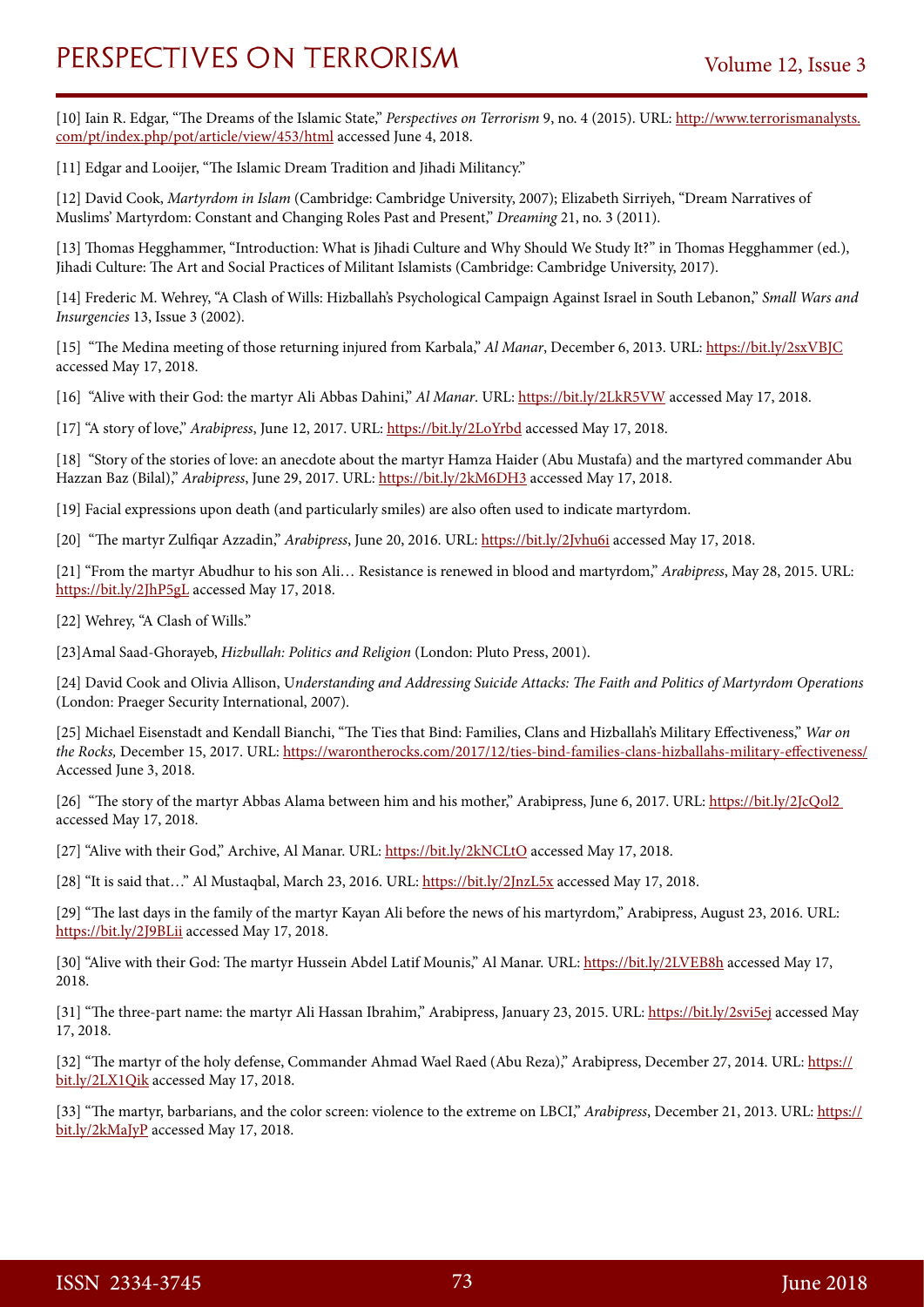[10] Iain R. Edgar, "The Dreams of the Islamic State," *Perspectives on Terrorism* 9, no. 4 (2015). URL: http://www.terrorismanalysts.com/pt/index.php/pot/article/view/453/html accessed June 4, 2018.

[11] Edgar and Looijer, "The Islamic Dream Tradition and Jihadi Militancy."

[12] David Cook, *Martyrdom in Islam* (Cambridge: Cambridge University, 2007); Elizabeth Sirriyeh, "Dream Narratives of Muslims' Martyrdom: Constant and Changing Roles Past and Present," *Dreaming* 21, no. 3 (2011).

[13] Thomas Hegghammer, "Introduction: What is Jihadi Culture and Why Should We Study It?" in Thomas Hegghammer (ed.), Jihadi Culture: The Art and Social Practices of Militant Islamists (Cambridge: Cambridge University, 2017).

[14] Frederic M. Wehrey, "A Clash of Wills: Hizballah's Psychological Campaign Against Israel in South Lebanon," *Small Wars and Insurgencies* 13, Issue 3 (2002).

[15] "The Medina meeting of those returning injured from Karbala," *Al Manar*, December 6, 2013. URL: https://bit.ly/2sxVBJC accessed May 17, 2018.

[16] "Alive with their God: the martyr Ali Abbas Dahini," *Al Manar*. URL: https://bit.ly/2LkR5VW accessed May 17, 2018.

[17] "A story of love," *Arabipress*, June 12, 2017. URL: https://bit.ly/2LoYrbd accessed May 17, 2018.

[18] "Story of the stories of love: an anecdote about the martyr Hamza Haider (Abu Mustafa) and the martyred commander Abu Hazzan Baz (Bilal)," *Arabipress*, June 29, 2017. URL: https://bit.ly/2kM6DH3 accessed May 17, 2018.

[19] Facial expressions upon death (and particularly smiles) are also often used to indicate martyrdom.

[20] "The martyr Zulfiqar Azzadin," *Arabipress*, June 20, 2016. URL: https://bit.ly/2Jvhu6i accessed May 17, 2018.

[21] "From the martyr Abudhur to his son Ali… Resistance is renewed in blood and martyrdom," *Arabipress*, May 28, 2015. URL: https://bit.ly/2JhP5gL accessed May 17, 2018.

[22] Wehrey, "A Clash of Wills."

[23]Amal Saad-Ghorayeb, *Hizbullah: Politics and Religion* (London: Pluto Press, 2001).

[24] David Cook and Olivia Allison, U*nderstanding and Addressing Suicide Attacks: The Faith and Politics of Martyrdom Operations* (London: Praeger Security International, 2007).

[25] Michael Eisenstadt and Kendall Bianchi, "The Ties that Bind: Families, Clans and Hizballah's Military Effectiveness," *War on the Rocks,* December 15, 2017. URL: https://warontherocks.com/2017/12/ties-bind-families-clans-hizballahs-military-effectiveness/ Accessed June 3, 2018.

[26] "The story of the martyr Abbas Alama between him and his mother," Arabipress, June 6, 2017. URL: https://bit.ly/2JcQol2 accessed May 17, 2018.

[27] "Alive with their God," Archive, Al Manar. URL: https://bit.ly/2kNCLtO accessed May 17, 2018.

[28] "It is said that…" Al Mustaqbal, March 23, 2016. URL: https://bit.ly/2JnzL5x accessed May 17, 2018.

[29] "The last days in the family of the martyr Kayan Ali before the news of his martyrdom," Arabipress, August 23, 2016. URL: https://bit.ly/2J9BLii accessed May 17, 2018.

[30] "Alive with their God: The martyr Hussein Abdel Latif Mounis," Al Manar. URL: https://bit.ly/2LVEB8h accessed May 17, 2018.

[31] "The three-part name: the martyr Ali Hassan Ibrahim," Arabipress, January 23, 2015. URL: https://bit.ly/2svi5ej accessed May 17, 2018.

[32] "The martyr of the holy defense, Commander Ahmad Wael Raed (Abu Reza)," Arabipress, December 27, 2014. URL: https://bit.ly/2LX1Qik accessed May 17, 2018.

[33] "The martyr, barbarians, and the color screen: violence to the extreme on LBCI," *Arabipress*, December 21, 2013. URL: https://bit.ly/2kMaJyP accessed May 17, 2018.